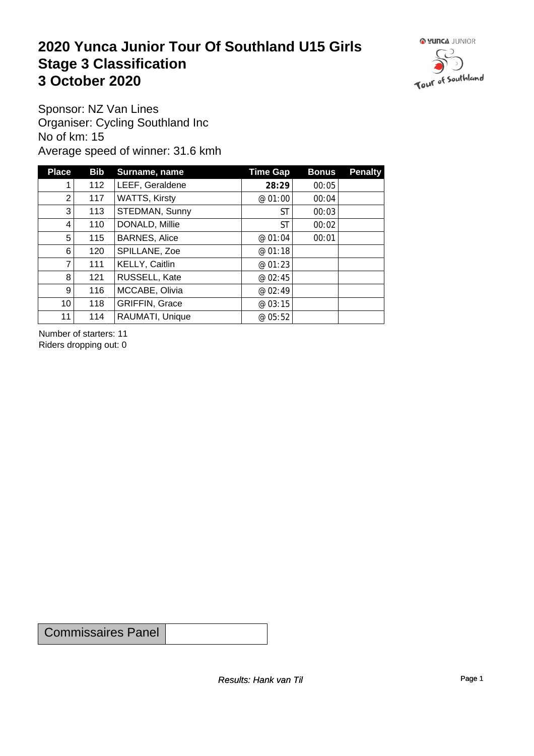# 2020 Yunca Junior Tour Of Southland U15 Girls
# Stage 3 Classification
# 3 October 2020

Sponsor: NZ Van Lines
Organiser: Cycling Southland Inc
No of km: 15
Average speed of winner: 31.6 kmh

| Place | Bib | Surname, name | Time Gap | Bonus | Penalty |
|---|---|---|---|---|---|
| 1 | 112 | LEEF, Geraldene | **28:29** | 00:05 | |
| 2 | 117 | WATTS, Kirsty | @ 01:00 | 00:04 | |
| 3 | 113 | STEDMAN, Sunny | ST | 00:03 | |
| 4 | 110 | DONALD, Millie | ST | 00:02 | |
| 5 | 115 | BARNES, Alice | @ 01:04 | 00:01 | |
| 6 | 120 | SPILLANE, Zoe | @ 01:18 | | |
| 7 | 111 | KELLY, Caitlin | @ 01:23 | | |
| 8 | 121 | RUSSELL, Kate | @ 02:45 | | |
| 9 | 116 | MCCABE, Olivia | @ 02:49 | | |
| 10 | 118 | GRIFFIN, Grace | @ 03:15 | | |
| 11 | 114 | RAUMATI, Unique | @ 05:52 | | |

Number of starters: 11
Riders dropping out: 0

| Commissaires Panel | |
|---|---|

*Results: Hank van Til*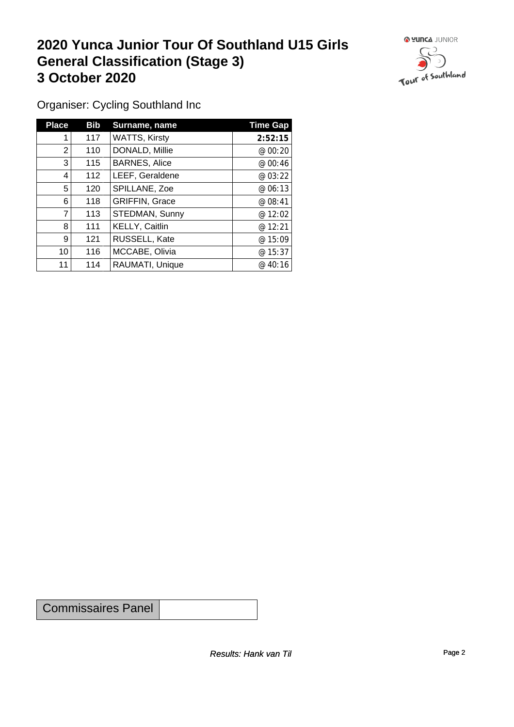# 2020 Yunca Junior Tour Of Southland U15 Girls General Classification (Stage 3)
# 3 October 2020

Organiser: Cycling Southland Inc

| Place | Bib | Surname, name | Time Gap |
|---|---|---|---|
| 1 | 117 | WATTS, Kirsty | **2:52:15** |
| 2 | 110 | DONALD, Millie | @ 00:20 |
| 3 | 115 | BARNES, Alice | @ 00:46 |
| 4 | 112 | LEEF, Geraldene | @ 03:22 |
| 5 | 120 | SPILLANE, Zoe | @ 06:13 |
| 6 | 118 | GRIFFIN, Grace | @ 08:41 |
| 7 | 113 | STEDMAN, Sunny | @ 12:02 |
| 8 | 111 | KELLY, Caitlin | @ 12:21 |
| 9 | 121 | RUSSELL, Kate | @ 15:09 |
| 10 | 116 | MCCABE, Olivia | @ 15:37 |
| 11 | 114 | RAUMATI, Unique | @ 40:16 |

| Commissaires Panel | |
|---|---|

*Results: Hank van Til*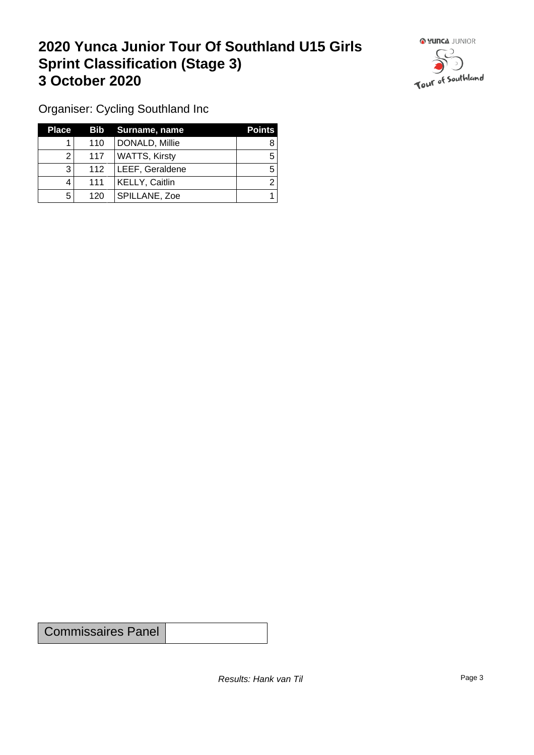# 2020 Yunca Junior Tour Of Southland U15 Girls Sprint Classification (Stage 3) 3 October 2020

Organiser: Cycling Southland Inc

| Place | Bib | Surname, name | Points |
|---|---|---|---|
| 1 | 110 | DONALD, Millie | 8 |
| 2 | 117 | WATTS, Kirsty | 5 |
| 3 | 112 | LEEF, Geraldene | 5 |
| 4 | 111 | KELLY, Caitlin | 2 |
| 5 | 120 | SPILLANE, Zoe | 1 |

| Commissaires Panel | |
|---|---|

*Results: Hank van Til*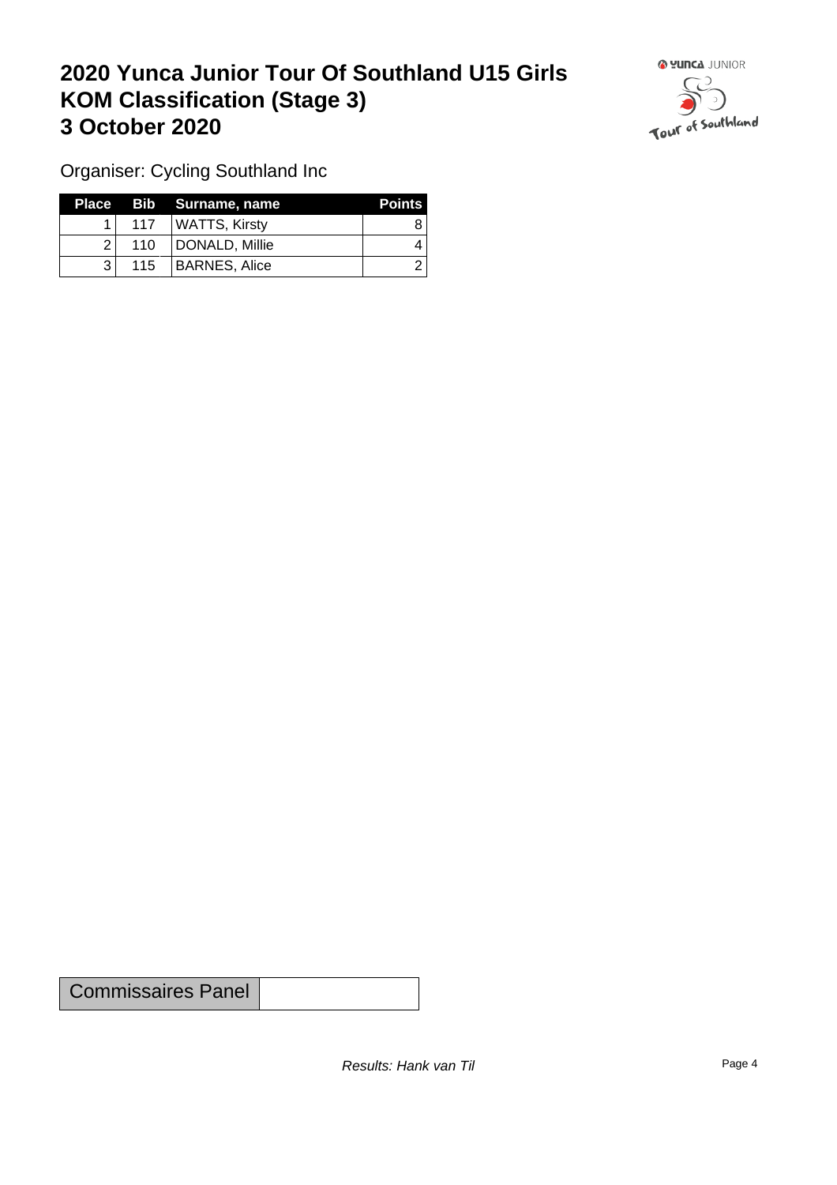# 2020 Yunca Junior Tour Of Southland U15 Girls KOM Classification (Stage 3) 3 October 2020

Organiser: Cycling Southland Inc

| Place | Bib | Surname, name | Points |
|---|---|---|---|
| 1 | 117 | WATTS, Kirsty | 8 |
| 2 | 110 | DONALD, Millie | 4 |
| 3 | 115 | BARNES, Alice | 2 |

| Commissaires Panel | |
|---|---|

*Results: Hank van Til*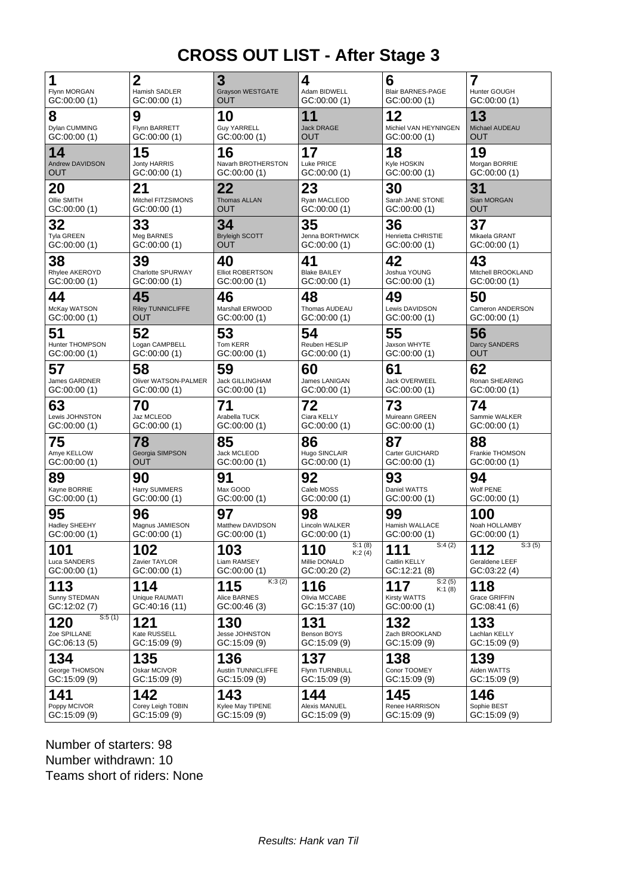# CROSS OUT LIST - After Stage 3

| | | | | | |
|---|---|---|---|---|---|
| **1** Flynn MORGAN GC:00:00 (1) | **2** Hamish SADLER GC:00:00 (1) | **3** Grayson WESTGATE OUT | **4** Adam BIDWELL GC:00:00 (1) | **6** Blair BARNES-PAGE GC:00:00 (1) | **7** Hunter GOUGH GC:00:00 (1) |
| **8** Dylan CUMMING GC:00:00 (1) | **9** Flynn BARRETT GC:00:00 (1) | **10** Guy YARRELL GC:00:00 (1) | **11** Jack DRAGE OUT | **12** Michiel VAN HEYNINGEN GC:00:00 (1) | **13** Michael AUDEAU OUT |
| **14** Andrew DAVIDSON OUT | **15** Jonty HARRIS GC:00:00 (1) | **16** Navarh BROTHERSTON GC:00:00 (1) | **17** Luke PRICE GC:00:00 (1) | **18** Kyle HOSKIN GC:00:00 (1) | **19** Morgan BORRIE GC:00:00 (1) |
| **20** Ollie SMITH GC:00:00 (1) | **21** Mitchel FITZSIMONS GC:00:00 (1) | **22** Thomas ALLAN OUT | **23** Ryan MACLEOD GC:00:00 (1) | **30** Sarah JANE STONE GC:00:00 (1) | **31** Sian MORGAN OUT |
| **32** Tyla GREEN GC:00:00 (1) | **33** Meg BARNES GC:00:00 (1) | **34** Bryleigh SCOTT OUT | **35** Jenna BORTHWICK GC:00:00 (1) | **36** Henrietta CHRISTIE GC:00:00 (1) | **37** Mikaela GRANT GC:00:00 (1) |
| **38** Rhylee AKEROYD GC:00:00 (1) | **39** Charlotte SPURWAY GC:00:00 (1) | **40** Elliot ROBERTSON GC:00:00 (1) | **41** Blake BAILEY GC:00:00 (1) | **42** Joshua YOUNG GC:00:00 (1) | **43** Mitchell BROOKLAND GC:00:00 (1) |
| **44** McKay WATSON GC:00:00 (1) | **45** Riley TUNNICLIFFE OUT | **46** Marshall ERWOOD GC:00:00 (1) | **48** Thomas AUDEAU GC:00:00 (1) | **49** Lewis DAVIDSON GC:00:00 (1) | **50** Cameron ANDERSON GC:00:00 (1) |
| **51** Hunter THOMPSON GC:00:00 (1) | **52** Logan CAMPBELL GC:00:00 (1) | **53** Tom KERR GC:00:00 (1) | **54** Reuben HESLIP GC:00:00 (1) | **55** Jaxson WHYTE GC:00:00 (1) | **56** Darcy SANDERS OUT |
| **57** James GARDNER GC:00:00 (1) | **58** Oliver WATSON-PALMER GC:00:00 (1) | **59** Jack GILLINGHAM GC:00:00 (1) | **60** James LANIGAN GC:00:00 (1) | **61** Jack OVERWEEL GC:00:00 (1) | **62** Ronan SHEARING GC:00:00 (1) |
| **63** Lewis JOHNSTON GC:00:00 (1) | **70** Jaz MCLEOD GC:00:00 (1) | **71** Arabella TUCK GC:00:00 (1) | **72** Ciara KELLY GC:00:00 (1) | **73** Muireann GREEN GC:00:00 (1) | **74** Sammie WALKER GC:00:00 (1) |
| **75** Amye KELLOW GC:00:00 (1) | **78** Georgia SIMPSON OUT | **85** Jack MCLEOD GC:00:00 (1) | **86** Hugo SINCLAIR GC:00:00 (1) | **87** Carter GUICHARD GC:00:00 (1) | **88** Frankie THOMSON GC:00:00 (1) |
| **89** Kayne BORRIE GC:00:00 (1) | **90** Harry SUMMERS GC:00:00 (1) | **91** Max GOOD GC:00:00 (1) | **92** Caleb MOSS GC:00:00 (1) | **93** Daniel WATTS GC:00:00 (1) | **94** Wolf PENE GC:00:00 (1) |
| **95** Hadley SHEEHY GC:00:00 (1) | **96** Magnus JAMIESON GC:00:00 (1) | **97** Matthew DAVIDSON GC:00:00 (1) | **98** Lincoln WALKER GC:00:00 (1) | **99** Hamish WALLACE GC:00:00 (1) | **100** Noah HOLLAMBY GC:00:00 (1) |
| **101** Luca SANDERS GC:00:00 (1) | **102** Zavier TAYLOR GC:00:00 (1) | **103** Liam RAMSEY GC:00:00 (1) | **110** S:1 (8) K:2 (4) Millie DONALD GC:00:20 (2) | **111** S:4 (2) Caitlin KELLY GC:12:21 (8) | **112** S:3 (5) Geraldene LEEF GC:03:22 (4) |
| **113** Sunny STEDMAN GC:12:02 (7) | **114** Unique RAUMATI GC:40:16 (11) | **115** K:3 (2) Alice BARNES GC:00:46 (3) | **116** Olivia MCCABE GC:15:37 (10) | **117** S:2 (5) K:1 (8) Kirsty WATTS GC:00:00 (1) | **118** Grace GRIFFIN GC:08:41 (6) |
| **120** S:5 (1) Zoe SPILLANE GC:06:13 (5) | **121** Kate RUSSELL GC:15:09 (9) | **130** Jesse JOHNSTON GC:15:09 (9) | **131** Benson BOYS GC:15:09 (9) | **132** Zach BROOKLAND GC:15:09 (9) | **133** Lachlan KELLY GC:15:09 (9) |
| **134** George THOMSON GC:15:09 (9) | **135** Oskar MCIVOR GC:15:09 (9) | **136** Austin TUNNICLIFFE GC:15:09 (9) | **137** Flynn TURNBULL GC:15:09 (9) | **138** Conor TOOMEY GC:15:09 (9) | **139** Aiden WATTS GC:15:09 (9) |
| **141** Poppy MCIVOR GC:15:09 (9) | **142** Corey Leigh TOBIN GC:15:09 (9) | **143** Kylee May TIPENE GC:15:09 (9) | **144** Alexis MANUEL GC:15:09 (9) | **145** Renee HARRISON GC:15:09 (9) | **146** Sophie BEST GC:15:09 (9) |

Number of starters: 98
Number withdrawn: 10
Teams short of riders: None

*Results: Hank van Til*